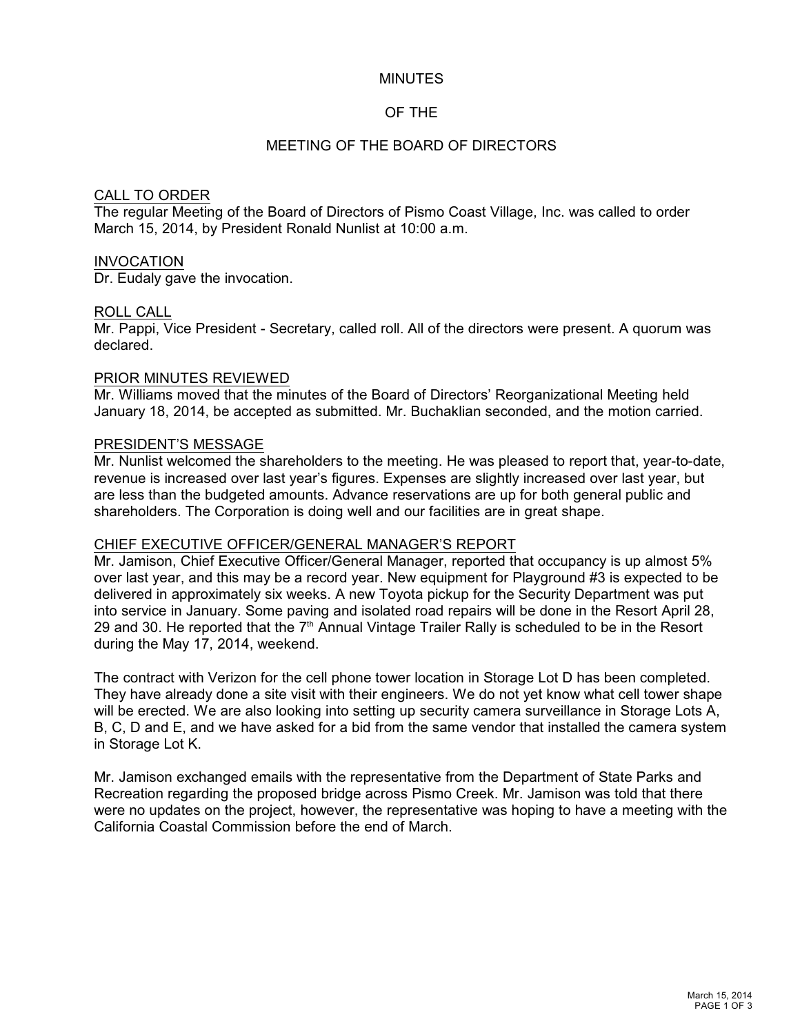# MINUTES

# OF THE

# MEETING OF THE BOARD OF DIRECTORS

## CALL TO ORDER

The regular Meeting of the Board of Directors of Pismo Coast Village, Inc. was called to order March 15, 2014, by President Ronald Nunlist at 10:00 a.m.

## INVOCATION

Dr. Eudaly gave the invocation.

## ROLL CALL

Mr. Pappi, Vice President - Secretary, called roll. All of the directors were present. A quorum was declared.

## PRIOR MINUTES REVIEWED

Mr. Williams moved that the minutes of the Board of Directors' Reorganizational Meeting held January 18, 2014, be accepted as submitted. Mr. Buchaklian seconded, and the motion carried.

## PRESIDENT'S MESSAGE

Mr. Nunlist welcomed the shareholders to the meeting. He was pleased to report that, year-to-date, revenue is increased over last year's figures. Expenses are slightly increased over last year, but are less than the budgeted amounts. Advance reservations are up for both general public and shareholders. The Corporation is doing well and our facilities are in great shape.

## CHIEF EXECUTIVE OFFICER/GENERAL MANAGER'S REPORT

Mr. Jamison, Chief Executive Officer/General Manager, reported that occupancy is up almost 5% over last year, and this may be a record year. New equipment for Playground #3 is expected to be delivered in approximately six weeks. A new Toyota pickup for the Security Department was put into service in January. Some paving and isolated road repairs will be done in the Resort April 28, 29 and 30. He reported that the 7th Annual Vintage Trailer Rally is scheduled to be in the Resort during the May 17, 2014, weekend.

The contract with Verizon for the cell phone tower location in Storage Lot D has been completed. They have already done a site visit with their engineers. We do not yet know what cell tower shape will be erected. We are also looking into setting up security camera surveillance in Storage Lots A, B, C, D and E, and we have asked for a bid from the same vendor that installed the camera system in Storage Lot K.

Mr. Jamison exchanged emails with the representative from the Department of State Parks and Recreation regarding the proposed bridge across Pismo Creek. Mr. Jamison was told that there were no updates on the project, however, the representative was hoping to have a meeting with the California Coastal Commission before the end of March.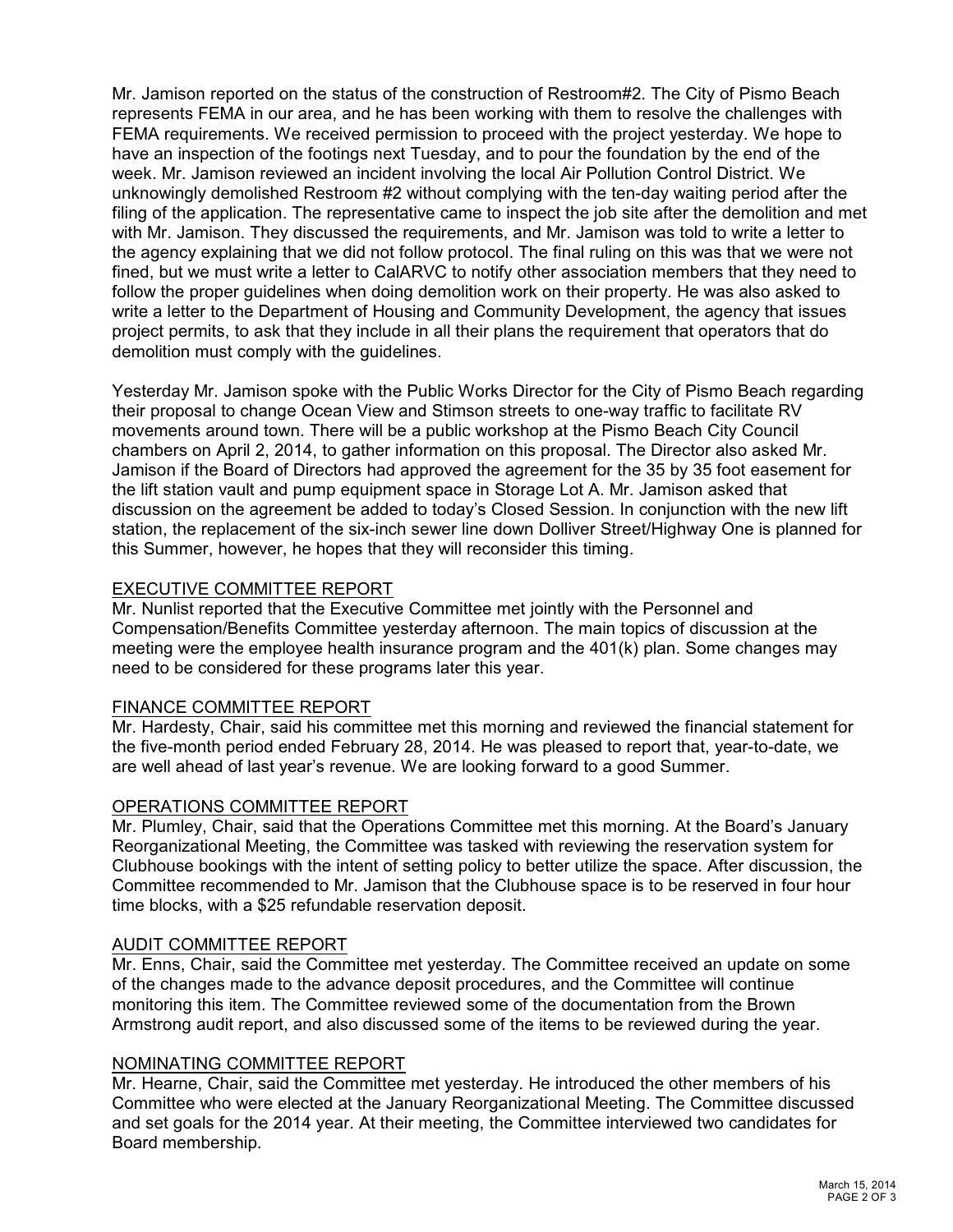Mr. Jamison reported on the status of the construction of Restroom#2. The City of Pismo Beach represents FEMA in our area, and he has been working with them to resolve the challenges with FEMA requirements. We received permission to proceed with the project yesterday. We hope to have an inspection of the footings next Tuesday, and to pour the foundation by the end of the week. Mr. Jamison reviewed an incident involving the local Air Pollution Control District. We unknowingly demolished Restroom #2 without complying with the ten-day waiting period after the filing of the application. The representative came to inspect the job site after the demolition and met with Mr. Jamison. They discussed the requirements, and Mr. Jamison was told to write a letter to the agency explaining that we did not follow protocol. The final ruling on this was that we were not fined, but we must write a letter to CalARVC to notify other association members that they need to follow the proper guidelines when doing demolition work on their property. He was also asked to write a letter to the Department of Housing and Community Development, the agency that issues project permits, to ask that they include in all their plans the requirement that operators that do demolition must comply with the guidelines.

Yesterday Mr. Jamison spoke with the Public Works Director for the City of Pismo Beach regarding their proposal to change Ocean View and Stimson streets to one-way traffic to facilitate RV movements around town. There will be a public workshop at the Pismo Beach City Council chambers on April 2, 2014, to gather information on this proposal. The Director also asked Mr. Jamison if the Board of Directors had approved the agreement for the 35 by 35 foot easement for the lift station vault and pump equipment space in Storage Lot A. Mr. Jamison asked that discussion on the agreement be added to today's Closed Session. In conjunction with the new lift station, the replacement of the six-inch sewer line down Dolliver Street/Highway One is planned for this Summer, however, he hopes that they will reconsider this timing.

## EXECUTIVE COMMITTEE REPORT

Mr. Nunlist reported that the Executive Committee met jointly with the Personnel and Compensation/Benefits Committee yesterday afternoon. The main topics of discussion at the meeting were the employee health insurance program and the 401(k) plan. Some changes may need to be considered for these programs later this year.

## FINANCE COMMITTEE REPORT

Mr. Hardesty, Chair, said his committee met this morning and reviewed the financial statement for the five-month period ended February 28, 2014. He was pleased to report that, year-to-date, we are well ahead of last year's revenue. We are looking forward to a good Summer.

## OPERATIONS COMMITTEE REPORT

Mr. Plumley, Chair, said that the Operations Committee met this morning. At the Board's January Reorganizational Meeting, the Committee was tasked with reviewing the reservation system for Clubhouse bookings with the intent of setting policy to better utilize the space. After discussion, the Committee recommended to Mr. Jamison that the Clubhouse space is to be reserved in four hour time blocks, with a $25 refundable reservation deposit.

## AUDIT COMMITTEE REPORT

Mr. Enns, Chair, said the Committee met yesterday. The Committee received an update on some of the changes made to the advance deposit procedures, and the Committee will continue monitoring this item. The Committee reviewed some of the documentation from the Brown Armstrong audit report, and also discussed some of the items to be reviewed during the year.

## NOMINATING COMMITTEE REPORT

Mr. Hearne, Chair, said the Committee met yesterday. He introduced the other members of his Committee who were elected at the January Reorganizational Meeting. The Committee discussed and set goals for the 2014 year. At their meeting, the Committee interviewed two candidates for Board membership.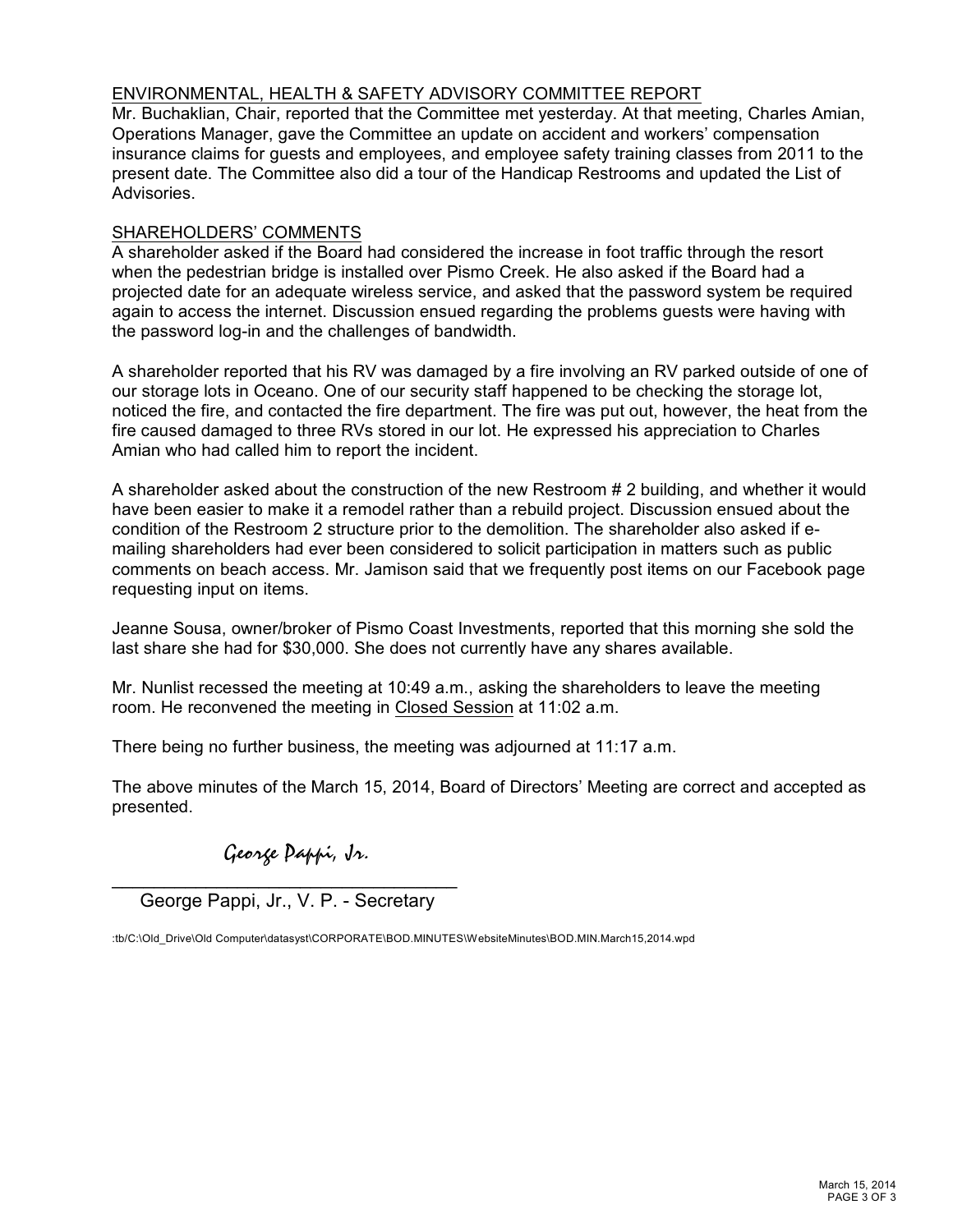## ENVIRONMENTAL, HEALTH & SAFETY ADVISORY COMMITTEE REPORT

Mr. Buchaklian, Chair, reported that the Committee met yesterday. At that meeting, Charles Amian, Operations Manager, gave the Committee an update on accident and workers' compensation insurance claims for guests and employees, and employee safety training classes from 2011 to the present date. The Committee also did a tour of the Handicap Restrooms and updated the List of Advisories.

## SHAREHOLDERS' COMMENTS

A shareholder asked if the Board had considered the increase in foot traffic through the resort when the pedestrian bridge is installed over Pismo Creek. He also asked if the Board had a projected date for an adequate wireless service, and asked that the password system be required again to access the internet. Discussion ensued regarding the problems guests were having with the password log-in and the challenges of bandwidth.

A shareholder reported that his RV was damaged by a fire involving an RV parked outside of one of our storage lots in Oceano. One of our security staff happened to be checking the storage lot, noticed the fire, and contacted the fire department. The fire was put out, however, the heat from the fire caused damaged to three RVs stored in our lot. He expressed his appreciation to Charles Amian who had called him to report the incident.

A shareholder asked about the construction of the new Restroom # 2 building, and whether it would have been easier to make it a remodel rather than a rebuild project. Discussion ensued about the condition of the Restroom 2 structure prior to the demolition. The shareholder also asked if e-mailing shareholders had ever been considered to solicit participation in matters such as public comments on beach access. Mr. Jamison said that we frequently post items on our Facebook page requesting input on items.

Jeanne Sousa, owner/broker of Pismo Coast Investments, reported that this morning she sold the last share she had for $30,000. She does not currently have any shares available.

Mr. Nunlist recessed the meeting at 10:49 a.m., asking the shareholders to leave the meeting room. He reconvened the meeting in Closed Session at 11:02 a.m.

There being no further business, the meeting was adjourned at 11:17 a.m.

The above minutes of the March 15, 2014, Board of Directors' Meeting are correct and accepted as presented.

*George Pappi, Jr.*

George Pappi, Jr., V. P. - Secretary

:tb/C:\Old_Drive\Old Computer\datasyst\CORPORATE\BOD.MINUTES\WebsiteMinutes\BOD.MIN.March15,2014.wpd